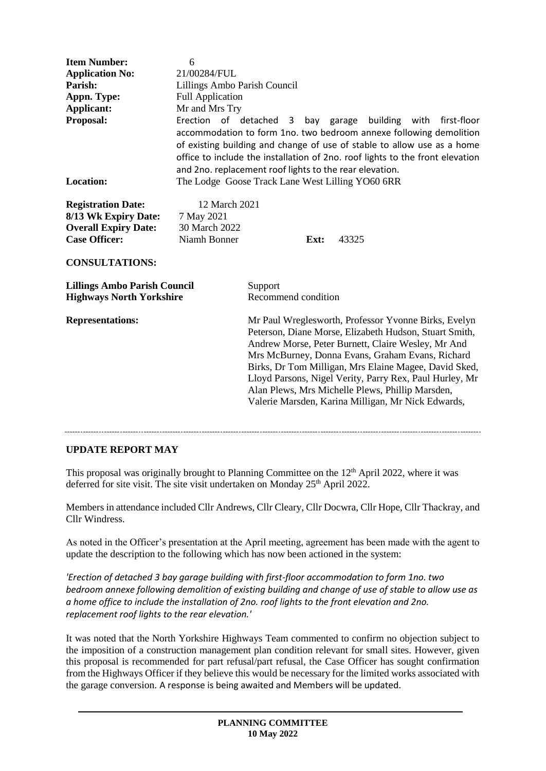**Item Number:** 6
**Application No:** 21/00284/FUL
**Parish:** Lillings Ambo Parish Council
**Appn. Type:** Full Application
**Applicant:** Mr and Mrs Try
**Proposal:** Erection of detached 3 bay garage building with first-floor accommodation to form 1no. two bedroom annexe following demolition of existing building and change of use of stable to allow use as a home office to include the installation of 2no. roof lights to the front elevation and 2no. replacement roof lights to the rear elevation.
**Location:** The Lodge Goose Track Lane West Lilling YO60 6RR

**Registration Date:** 12 March 2021
**8/13 Wk Expiry Date:** 7 May 2021
**Overall Expiry Date:** 30 March 2022
**Case Officer:** Niamh Bonner **Ext:** 43325

**CONSULTATIONS:**

**Lillings Ambo Parish Council** Support
**Highways North Yorkshire** Recommend condition

**Representations:** Mr Paul Wreglesworth, Professor Yvonne Birks, Evelyn Peterson, Diane Morse, Elizabeth Hudson, Stuart Smith, Andrew Morse, Peter Burnett, Claire Wesley, Mr And Mrs McBurney, Donna Evans, Graham Evans, Richard Birks, Dr Tom Milligan, Mrs Elaine Magee, David Sked, Lloyd Parsons, Nigel Verity, Parry Rex, Paul Hurley, Mr Alan Plews, Mrs Michelle Plews, Phillip Marsden, Valerie Marsden, Karina Milligan, Mr Nick Edwards,

---

**UPDATE REPORT MAY**

This proposal was originally brought to Planning Committee on the 12th April 2022, where it was deferred for site visit. The site visit undertaken on Monday 25th April 2022.

Members in attendance included Cllr Andrews, Cllr Cleary, Cllr Docwra, Cllr Hope, Cllr Thackray, and Cllr Windress.

As noted in the Officer's presentation at the April meeting, agreement has been made with the agent to update the description to the following which has now been actioned in the system:

*'Erection of detached 3 bay garage building with first-floor accommodation to form 1no. two bedroom annexe following demolition of existing building and change of use of stable to allow use as a home office to include the installation of 2no. roof lights to the front elevation and 2no. replacement roof lights to the rear elevation.'*

It was noted that the North Yorkshire Highways Team commented to confirm no objection subject to the imposition of a construction management plan condition relevant for small sites. However, given this proposal is recommended for part refusal/part refusal, the Case Officer has sought confirmation from the Highways Officer if they believe this would be necessary for the limited works associated with the garage conversion. A response is being awaited and Members will be updated.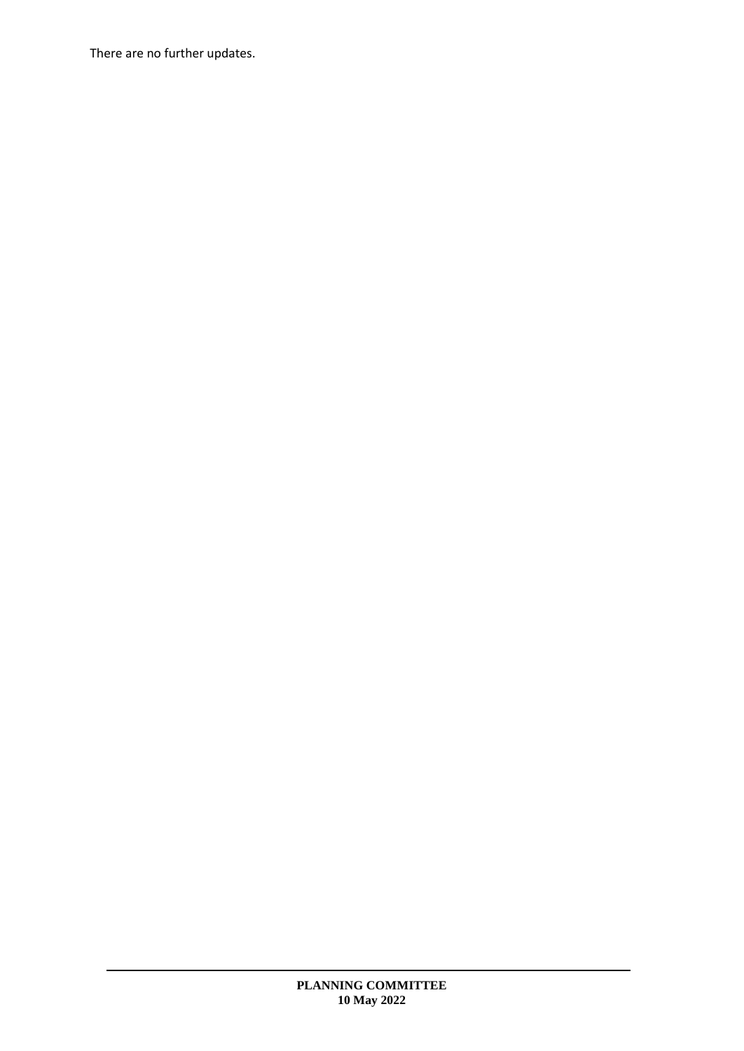There are no further updates.